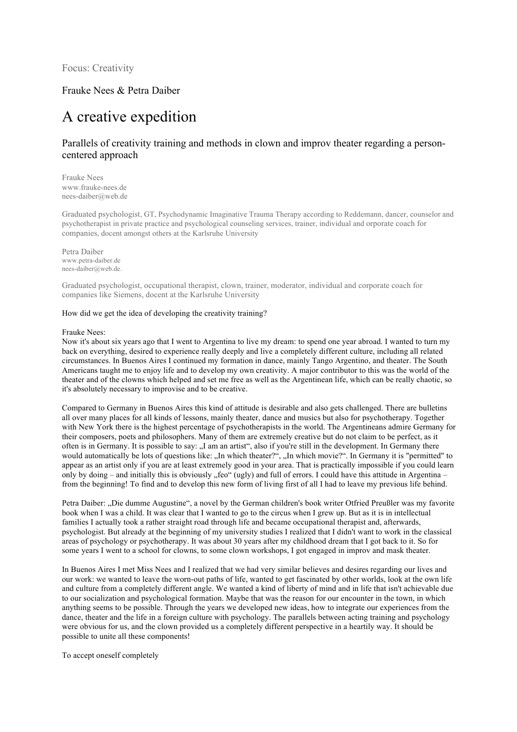Focus: Creativity

Frauke Nees & Petra Daiber

# A creative expedition

## Parallels of creativity training and methods in clown and improv theater regarding a person-centered approach

Frauke Nees
www.frauke-nees.de
nees-daiber@web.de

Graduated psychologist, GT, Psychodynamic Imaginative Trauma Therapy according to Reddemann, dancer, counselor and psychotherapist in private practice and psychological counseling services, trainer, individual and orporate coach for companies, docent amongst others at the Karlsruhe University

Petra Daiber
www.petra-daiber.de
nees-daiber@web.de.

Graduated psychologist, occupational therapist, clown, trainer, moderator, individual and corporate coach for companies like Siemens, docent at the Karlsruhe University

How did we get the idea of developing the creativity training?

Frauke Nees:
Now it's about six years ago that I went to Argentina to live my dream: to spend one year abroad. I wanted to turn my back on everything, desired to experience really deeply and live a completely different culture, including all related circumstances. In Buenos Aires I continued my formation in dance, mainly Tango Argentino, and theater. The South Americans taught me to enjoy life and to develop my own creativity. A major contributor to this was the world of the theater and of the clowns which helped and set me free as well as the Argentinean life, which can be really chaotic, so it's absolutely necessary to improvise and to be creative.

Compared to Germany in Buenos Aires this kind of attitude is desirable and also gets challenged. There are bulletins all over many places for all kinds of lessons, mainly theater, dance and musics but also for psychotherapy. Together with New York there is the highest percentage of psychotherapists in the world. The Argentineans admire Germany for their composers, poets and philosophers. Many of them are extremely creative but do not claim to be perfect, as it often is in Germany. It is possible to say: „I am an artist", also if you're still in the development. In Germany there would automatically be lots of questions like: „In which theater?", „In which movie?". In Germany it is "permitted" to appear as an artist only if you are at least extremely good in your area. That is practically impossible if you could learn only by doing – and initially this is obviously „feo" (ugly) and full of errors. I could have this attitude in Argentina – from the beginning! To find and to develop this new form of living first of all I had to leave my previous life behind.

Petra Daiber: „Die dumme Augustine", a novel by the German children's book writer Otfried Preußler was my favorite book when I was a child. It was clear that I wanted to go to the circus when I grew up. But as it is in intellectual families I actually took a rather straight road through life and became occupational therapist and, afterwards, psychologist. But already at the beginning of my university studies I realized that I didn't want to work in the classical areas of psychology or psychotherapy. It was about 30 years after my childhood dream that I got back to it. So for some years I went to a school for clowns, to some clown workshops, I got engaged in improv and mask theater.

In Buenos Aires I met Miss Nees and I realized that we had very similar believes and desires regarding our lives and our work: we wanted to leave the worn-out paths of life, wanted to get fascinated by other worlds, look at the own life and culture from a completely different angle. We wanted a kind of liberty of mind and in life that isn't achievable due to our socialization and psychological formation. Maybe that was the reason for our encounter in the town, in which anything seems to be possible. Through the years we developed new ideas, how to integrate our experiences from the dance, theater and the life in a foreign culture with psychology. The parallels between acting training and psychology were obvious for us, and the clown provided us a completely different perspective in a heartily way. It should be possible to unite all these components!

To accept oneself completely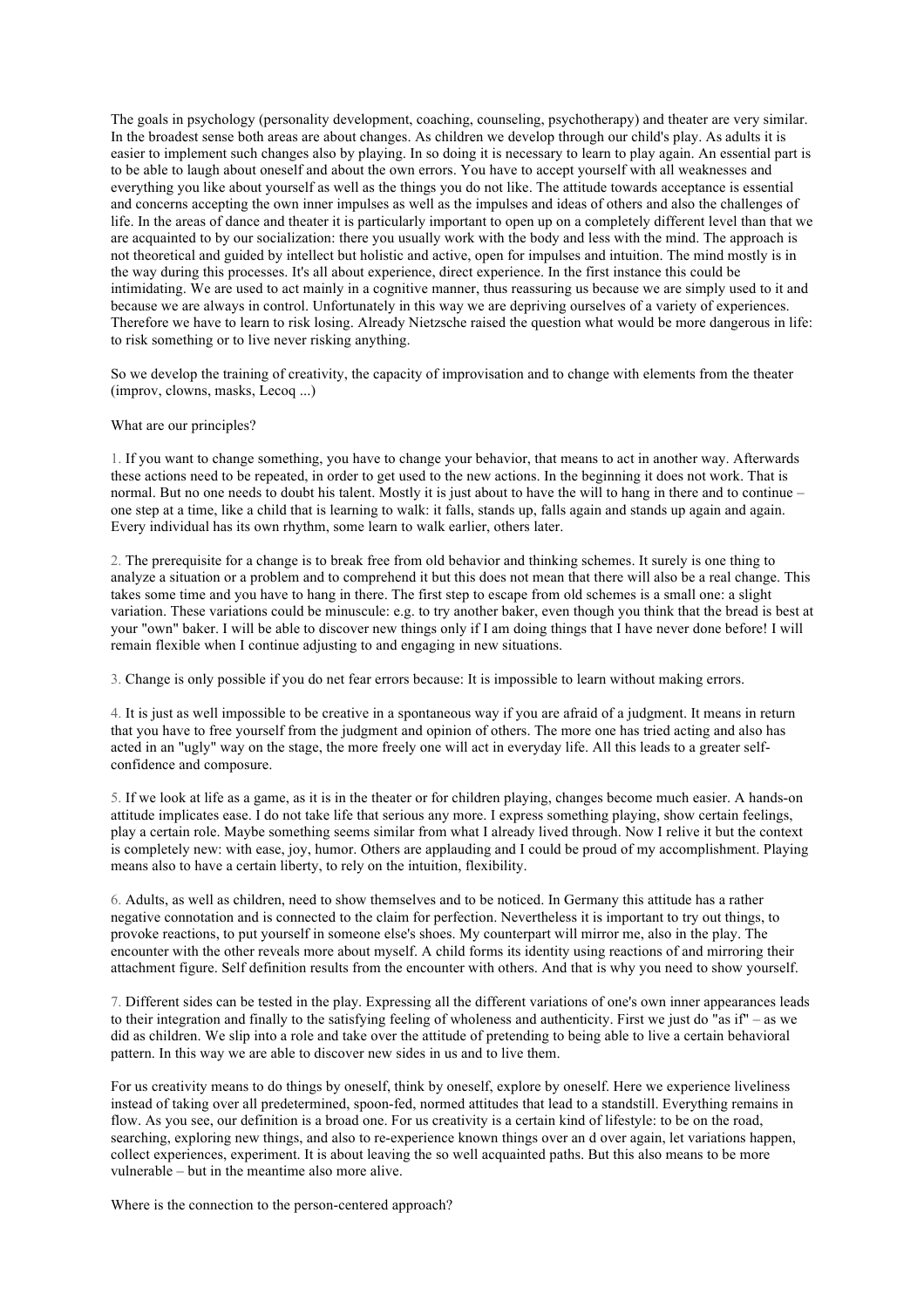The goals in psychology (personality development, coaching, counseling, psychotherapy) and theater are very similar. In the broadest sense both areas are about changes. As children we develop through our child's play. As adults it is easier to implement such changes also by playing. In so doing it is necessary to learn to play again. An essential part is to be able to laugh about oneself and about the own errors. You have to accept yourself with all weaknesses and everything you like about yourself as well as the things you do not like. The attitude towards acceptance is essential and concerns accepting the own inner impulses as well as the impulses and ideas of others and also the challenges of life. In the areas of dance and theater it is particularly important to open up on a completely different level than that we are acquainted to by our socialization: there you usually work with the body and less with the mind. The approach is not theoretical and guided by intellect but holistic and active, open for impulses and intuition. The mind mostly is in the way during this processes. It's all about experience, direct experience. In the first instance this could be intimidating. We are used to act mainly in a cognitive manner, thus reassuring us because we are simply used to it and because we are always in control. Unfortunately in this way we are depriving ourselves of a variety of experiences. Therefore we have to learn to risk losing. Already Nietzsche raised the question what would be more dangerous in life: to risk something or to live never risking anything.

So we develop the training of creativity, the capacity of improvisation and to change with elements from the theater (improv, clowns, masks, Lecoq ...)

What are our principles?

1. If you want to change something, you have to change your behavior, that means to act in another way. Afterwards these actions need to be repeated, in order to get used to the new actions. In the beginning it does not work. That is normal. But no one needs to doubt his talent. Mostly it is just about to have the will to hang in there and to continue – one step at a time, like a child that is learning to walk: it falls, stands up, falls again and stands up again and again. Every individual has its own rhythm, some learn to walk earlier, others later.

2. The prerequisite for a change is to break free from old behavior and thinking schemes. It surely is one thing to analyze a situation or a problem and to comprehend it but this does not mean that there will also be a real change. This takes some time and you have to hang in there. The first step to escape from old schemes is a small one: a slight variation. These variations could be minuscule: e.g. to try another baker, even though you think that the bread is best at your "own" baker. I will be able to discover new things only if I am doing things that I have never done before! I will remain flexible when I continue adjusting to and engaging in new situations.

3. Change is only possible if you do net fear errors because: It is impossible to learn without making errors.

4. It is just as well impossible to be creative in a spontaneous way if you are afraid of a judgment. It means in return that you have to free yourself from the judgment and opinion of others. The more one has tried acting and also has acted in an "ugly" way on the stage, the more freely one will act in everyday life. All this leads to a greater self-confidence and composure.

5. If we look at life as a game, as it is in the theater or for children playing, changes become much easier. A hands-on attitude implicates ease. I do not take life that serious any more. I express something playing, show certain feelings, play a certain role. Maybe something seems similar from what I already lived through. Now I relive it but the context is completely new: with ease, joy, humor. Others are applauding and I could be proud of my accomplishment. Playing means also to have a certain liberty, to rely on the intuition, flexibility.

6. Adults, as well as children, need to show themselves and to be noticed. In Germany this attitude has a rather negative connotation and is connected to the claim for perfection. Nevertheless it is important to try out things, to provoke reactions, to put yourself in someone else's shoes. My counterpart will mirror me, also in the play. The encounter with the other reveals more about myself. A child forms its identity using reactions of and mirroring their attachment figure. Self definition results from the encounter with others. And that is why you need to show yourself.

7. Different sides can be tested in the play. Expressing all the different variations of one's own inner appearances leads to their integration and finally to the satisfying feeling of wholeness and authenticity. First we just do "as if" – as we did as children. We slip into a role and take over the attitude of pretending to being able to live a certain behavioral pattern. In this way we are able to discover new sides in us and to live them.

For us creativity means to do things by oneself, think by oneself, explore by oneself. Here we experience liveliness instead of taking over all predetermined, spoon-fed, normed attitudes that lead to a standstill. Everything remains in flow. As you see, our definition is a broad one. For us creativity is a certain kind of lifestyle: to be on the road, searching, exploring new things, and also to re-experience known things over an d over again, let variations happen, collect experiences, experiment. It is about leaving the so well acquainted paths. But this also means to be more vulnerable – but in the meantime also more alive.

Where is the connection to the person-centered approach?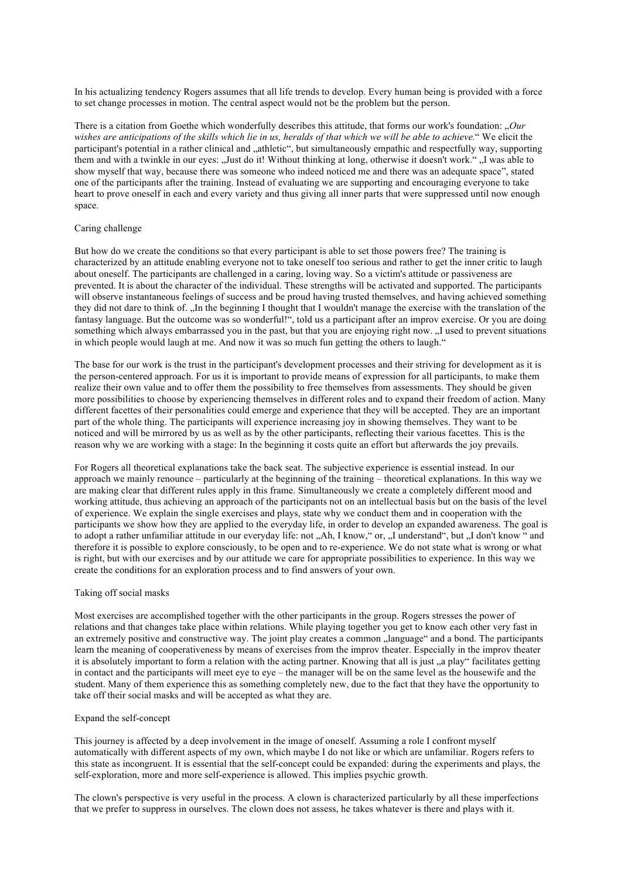In his actualizing tendency Rogers assumes that all life trends to develop. Every human being is provided with a force to set change processes in motion. The central aspect would not be the problem but the person.

There is a citation from Goethe which wonderfully describes this attitude, that forms our work's foundation: „*Our wishes are anticipations of the skills which lie in us, heralds of that which we will be able to achieve.*" We elicit the participant's potential in a rather clinical and „athletic", but simultaneously empathic and respectfully way, supporting them and with a twinkle in our eyes: „Just do it! Without thinking at long, otherwise it doesn't work." „I was able to show myself that way, because there was someone who indeed noticed me and there was an adequate space", stated one of the participants after the training. Instead of evaluating we are supporting and encouraging everyone to take heart to prove oneself in each and every variety and thus giving all inner parts that were suppressed until now enough space.

## Caring challenge

But how do we create the conditions so that every participant is able to set those powers free? The training is characterized by an attitude enabling everyone not to take oneself too serious and rather to get the inner critic to laugh about oneself. The participants are challenged in a caring, loving way. So a victim's attitude or passiveness are prevented. It is about the character of the individual. These strengths will be activated and supported. The participants will observe instantaneous feelings of success and be proud having trusted themselves, and having achieved something they did not dare to think of. „In the beginning I thought that I wouldn't manage the exercise with the translation of the fantasy language. But the outcome was so wonderful!", told us a participant after an improv exercise. Or you are doing something which always embarrassed you in the past, but that you are enjoying right now. „I used to prevent situations in which people would laugh at me. And now it was so much fun getting the others to laugh."

The base for our work is the trust in the participant's development processes and their striving for development as it is the person-centered approach. For us it is important to provide means of expression for all participants, to make them realize their own value and to offer them the possibility to free themselves from assessments. They should be given more possibilities to choose by experiencing themselves in different roles and to expand their freedom of action. Many different facettes of their personalities could emerge and experience that they will be accepted. They are an important part of the whole thing. The participants will experience increasing joy in showing themselves. They want to be noticed and will be mirrored by us as well as by the other participants, reflecting their various facettes. This is the reason why we are working with a stage: In the beginning it costs quite an effort but afterwards the joy prevails.

For Rogers all theoretical explanations take the back seat. The subjective experience is essential instead. In our approach we mainly renounce – particularly at the beginning of the training – theoretical explanations. In this way we are making clear that different rules apply in this frame. Simultaneously we create a completely different mood and working attitude, thus achieving an approach of the participants not on an intellectual basis but on the basis of the level of experience. We explain the single exercises and plays, state why we conduct them and in cooperation with the participants we show how they are applied to the everyday life, in order to develop an expanded awareness. The goal is to adopt a rather unfamiliar attitude in our everyday life: not „Ah, I know," or, „I understand", but „I don't know " and therefore it is possible to explore consciously, to be open and to re-experience. We do not state what is wrong or what is right, but with our exercises and by our attitude we care for appropriate possibilities to experience. In this way we create the conditions for an exploration process and to find answers of your own.

## Taking off social masks

Most exercises are accomplished together with the other participants in the group. Rogers stresses the power of relations and that changes take place within relations. While playing together you get to know each other very fast in an extremely positive and constructive way. The joint play creates a common „language" and a bond. The participants learn the meaning of cooperativeness by means of exercises from the improv theater. Especially in the improv theater it is absolutely important to form a relation with the acting partner. Knowing that all is just „a play" facilitates getting in contact and the participants will meet eye to eye – the manager will be on the same level as the housewife and the student. Many of them experience this as something completely new, due to the fact that they have the opportunity to take off their social masks and will be accepted as what they are.

## Expand the self-concept

This journey is affected by a deep involvement in the image of oneself. Assuming a role I confront myself automatically with different aspects of my own, which maybe I do not like or which are unfamiliar. Rogers refers to this state as incongruent. It is essential that the self-concept could be expanded: during the experiments and plays, the self-exploration, more and more self-experience is allowed. This implies psychic growth.

The clown's perspective is very useful in the process. A clown is characterized particularly by all these imperfections that we prefer to suppress in ourselves. The clown does not assess, he takes whatever is there and plays with it.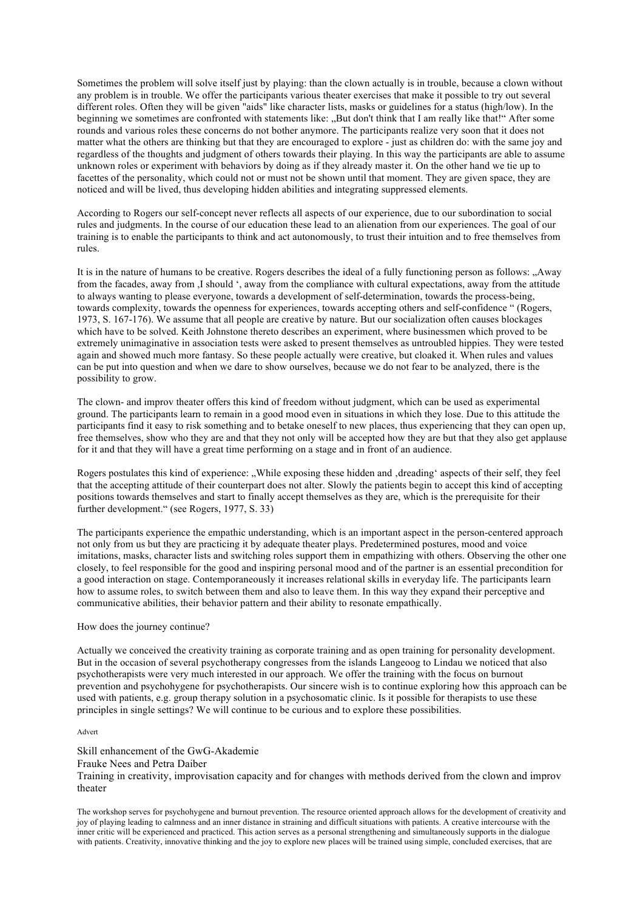Sometimes the problem will solve itself just by playing: than the clown actually is in trouble, because a clown without any problem is in trouble. We offer the participants various theater exercises that make it possible to try out several different roles. Often they will be given "aids" like character lists, masks or guidelines for a status (high/low). In the beginning we sometimes are confronted with statements like: „But don't think that I am really like that!" After some rounds and various roles these concerns do not bother anymore. The participants realize very soon that it does not matter what the others are thinking but that they are encouraged to explore - just as children do: with the same joy and regardless of the thoughts and judgment of others towards their playing. In this way the participants are able to assume unknown roles or experiment with behaviors by doing as if they already master it. On the other hand we tie up to facettes of the personality, which could not or must not be shown until that moment. They are given space, they are noticed and will be lived, thus developing hidden abilities and integrating suppressed elements.

According to Rogers our self-concept never reflects all aspects of our experience, due to our subordination to social rules and judgments. In the course of our education these lead to an alienation from our experiences. The goal of our training is to enable the participants to think and act autonomously, to trust their intuition and to free themselves from rules.

It is in the nature of humans to be creative. Rogers describes the ideal of a fully functioning person as follows: „Away from the facades, away from ‚I should ', away from the compliance with cultural expectations, away from the attitude to always wanting to please everyone, towards a development of self-determination, towards the process-being, towards complexity, towards the openness for experiences, towards accepting others and self-confidence " (Rogers, 1973, S. 167-176). We assume that all people are creative by nature. But our socialization often causes blockages which have to be solved. Keith Johnstone thereto describes an experiment, where businessmen which proved to be extremely unimaginative in association tests were asked to present themselves as untroubled hippies. They were tested again and showed much more fantasy. So these people actually were creative, but cloaked it. When rules and values can be put into question and when we dare to show ourselves, because we do not fear to be analyzed, there is the possibility to grow.

The clown- and improv theater offers this kind of freedom without judgment, which can be used as experimental ground. The participants learn to remain in a good mood even in situations in which they lose. Due to this attitude the participants find it easy to risk something and to betake oneself to new places, thus experiencing that they can open up, free themselves, show who they are and that they not only will be accepted how they are but that they also get applause for it and that they will have a great time performing on a stage and in front of an audience.

Rogers postulates this kind of experience: „While exposing these hidden and ‚dreading' aspects of their self, they feel that the accepting attitude of their counterpart does not alter. Slowly the patients begin to accept this kind of accepting positions towards themselves and start to finally accept themselves as they are, which is the prerequisite for their further development." (see Rogers, 1977, S. 33)

The participants experience the empathic understanding, which is an important aspect in the person-centered approach not only from us but they are practicing it by adequate theater plays. Predetermined postures, mood and voice imitations, masks, character lists and switching roles support them in empathizing with others. Observing the other one closely, to feel responsible for the good and inspiring personal mood and of the partner is an essential precondition for a good interaction on stage. Contemporaneously it increases relational skills in everyday life. The participants learn how to assume roles, to switch between them and also to leave them. In this way they expand their perceptive and communicative abilities, their behavior pattern and their ability to resonate empathically.

How does the journey continue?

Actually we conceived the creativity training as corporate training and as open training for personality development. But in the occasion of several psychotherapy congresses from the islands Langeoog to Lindau we noticed that also psychotherapists were very much interested in our approach. We offer the training with the focus on burnout prevention and psychohygene for psychotherapists. Our sincere wish is to continue exploring how this approach can be used with patients, e.g. group therapy solution in a psychosomatic clinic. Is it possible for therapists to use these principles in single settings? We will continue to be curious and to explore these possibilities.

Advert

Skill enhancement of the GwG-Akademie
Frauke Nees and Petra Daiber
Training in creativity, improvisation capacity and for changes with methods derived from the clown and improv theater

The workshop serves for psychohygene and burnout prevention. The resource oriented approach allows for the development of creativity and joy of playing leading to calmness and an inner distance in straining and difficult situations with patients. A creative intercourse with the inner critic will be experienced and practiced. This action serves as a personal strengthening and simultaneously supports in the dialogue with patients. Creativity, innovative thinking and the joy to explore new places will be trained using simple, concluded exercises, that are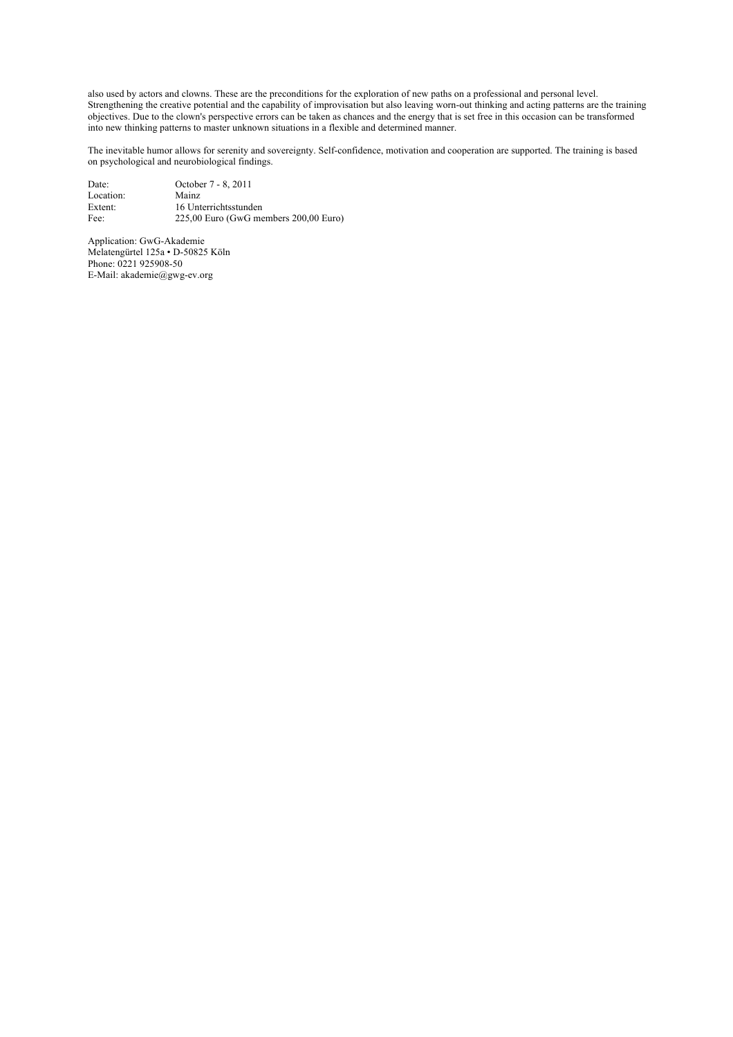also used by actors and clowns. These are the preconditions for the exploration of new paths on a professional and personal level. Strengthening the creative potential and the capability of improvisation but also leaving worn-out thinking and acting patterns are the training objectives. Due to the clown's perspective errors can be taken as chances and the energy that is set free in this occasion can be transformed into new thinking patterns to master unknown situations in a flexible and determined manner.

The inevitable humor allows for serenity and sovereignty. Self-confidence, motivation and cooperation are supported. The training is based on psychological and neurobiological findings.

| | |
|---|---|
| Date: | October 7 - 8, 2011 |
| Location: | Mainz |
| Extent: | 16 Unterrichtsstunden |
| Fee: | 225,00 Euro (GwG members 200,00 Euro) |

Application: GwG-Akademie
Melatengürtel 125a • D-50825 Köln
Phone: 0221 925908-50
E-Mail: akademie@gwg-ev.org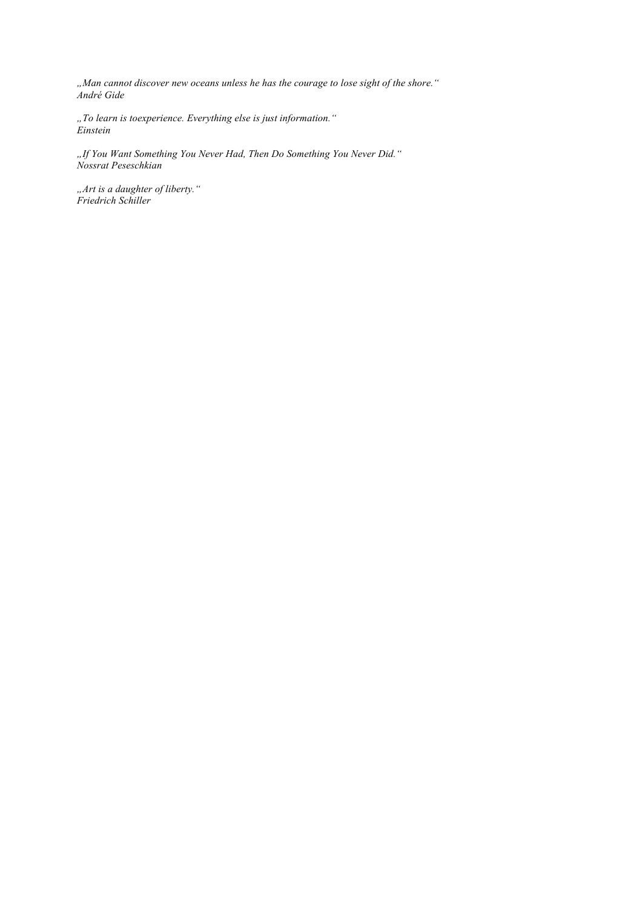*„Man cannot discover new oceans unless he has the courage to lose sight of the shore.“*
*André Gide*

*„To learn is toexperience. Everything else is just information.“*
*Einstein*

*„If You Want Something You Never Had, Then Do Something You Never Did.“*
*Nossrat Peseschkian*

*„Art is a daughter of liberty.“*
*Friedrich Schiller*